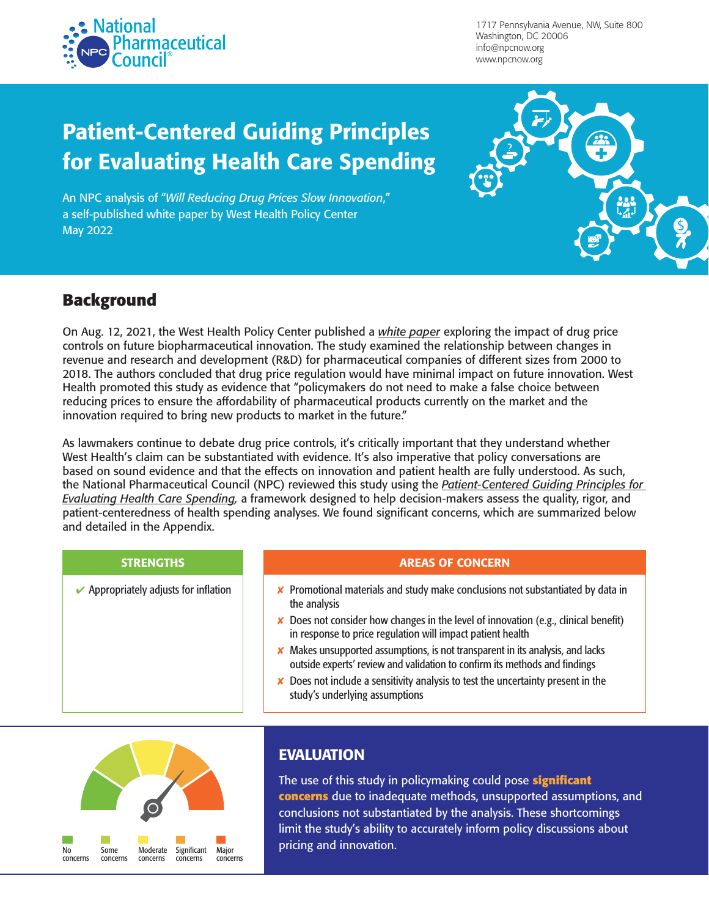National Pharmaceutical Council

1717 Pennsylvania Avenue, NW, Suite 800
Washington, DC 20006
info@npcnow.org
www.npcnow.org

# Patient-Centered Guiding Principles for Evaluating Health Care Spending

An NPC analysis of "*Will Reducing Drug Prices Slow Innovation*," a self-published white paper by West Health Policy Center
May 2022

## Background

On Aug. 12, 2021, the West Health Policy Center published a *white paper* exploring the impact of drug price controls on future biopharmaceutical innovation. The study examined the relationship between changes in revenue and research and development (R&D) for pharmaceutical companies of different sizes from 2000 to 2018. The authors concluded that drug price regulation would have minimal impact on future innovation. West Health promoted this study as evidence that "policymakers do not need to make a false choice between reducing prices to ensure the affordability of pharmaceutical products currently on the market and the innovation required to bring new products to market in the future."

As lawmakers continue to debate drug price controls, it's critically important that they understand whether West Health's claim can be substantiated with evidence. It's also imperative that policy conversations are based on sound evidence and that the effects on innovation and patient health are fully understood. As such, the National Pharmaceutical Council (NPC) reviewed this study using the *Patient-Centered Guiding Principles for Evaluating Health Care Spending*, a framework designed to help decision-makers assess the quality, rigor, and patient-centeredness of health spending analyses. We found significant concerns, which are summarized below and detailed in the Appendix.

| STRENGTHS | AREAS OF CONCERN |
|---|---|
| ✔ Appropriately adjusts for inflation | ✘ Promotional materials and study make conclusions not substantiated by data in the analysis<br>✘ Does not consider how changes in the level of innovation (e.g., clinical benefit) in response to price regulation will impact patient health<br>✘ Makes unsupported assumptions, is not transparent in its analysis, and lacks outside experts' review and validation to confirm its methods and findings<br>✘ Does not include a sensitivity analysis to test the uncertainty present in the study's underlying assumptions |

No concerns | Some concerns | Moderate concerns | Significant concerns | Major concerns

## EVALUATION

The use of this study in policymaking could pose **significant concerns** due to inadequate methods, unsupported assumptions, and conclusions not substantiated by the analysis. These shortcomings limit the study's ability to accurately inform policy discussions about pricing and innovation.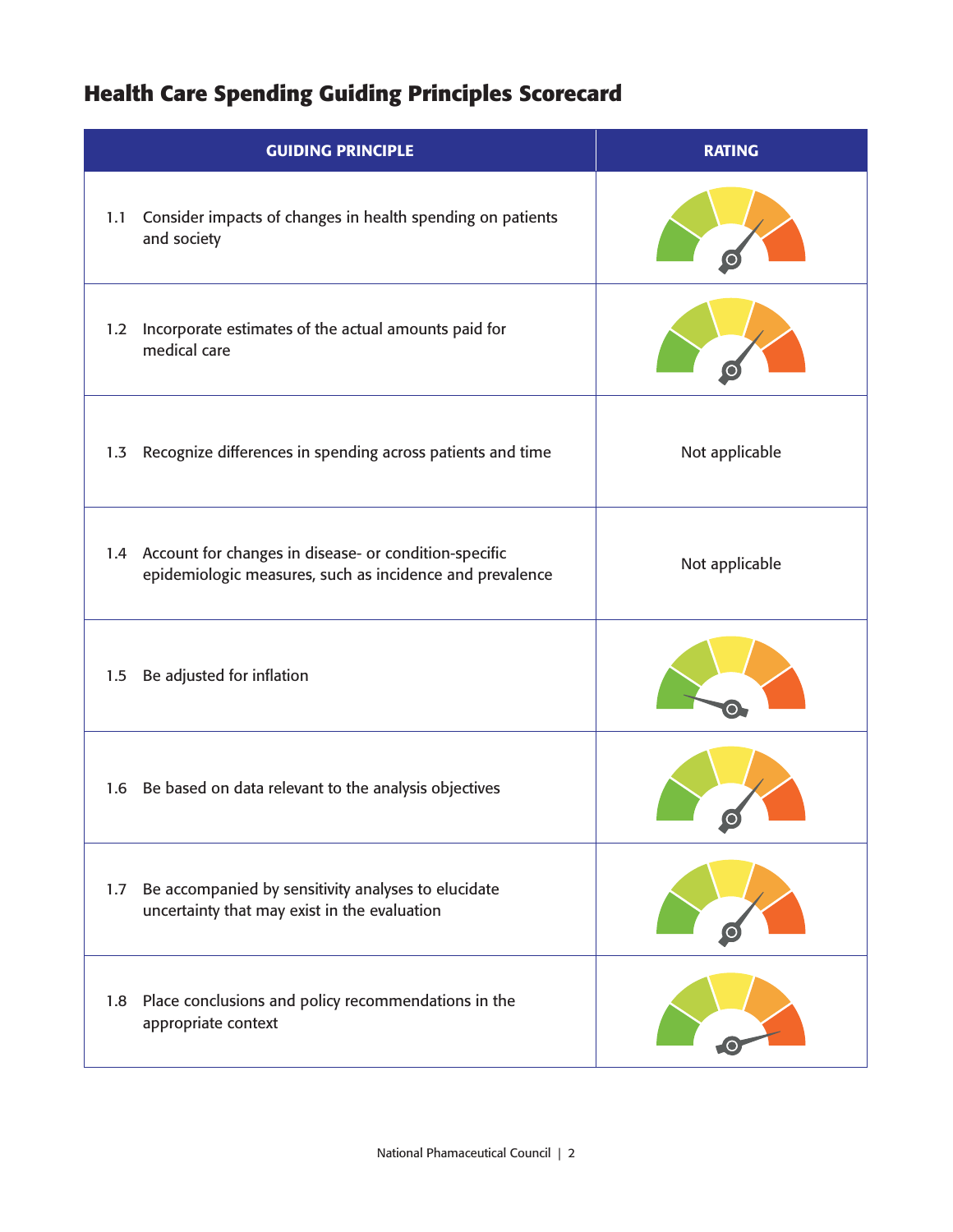## Health Care Spending Guiding Principles Scorecard

| GUIDING PRINCIPLE | RATING |
|---|---|
| 1.1 Consider impacts of changes in health spending on patients and society | |
| 1.2 Incorporate estimates of the actual amounts paid for medical care | |
| 1.3 Recognize differences in spending across patients and time | Not applicable |
| 1.4 Account for changes in disease- or condition-specific epidemiologic measures, such as incidence and prevalence | Not applicable |
| 1.5 Be adjusted for inflation | |
| 1.6 Be based on data relevant to the analysis objectives | |
| 1.7 Be accompanied by sensitivity analyses to elucidate uncertainty that may exist in the evaluation | |
| 1.8 Place conclusions and policy recommendations in the appropriate context | |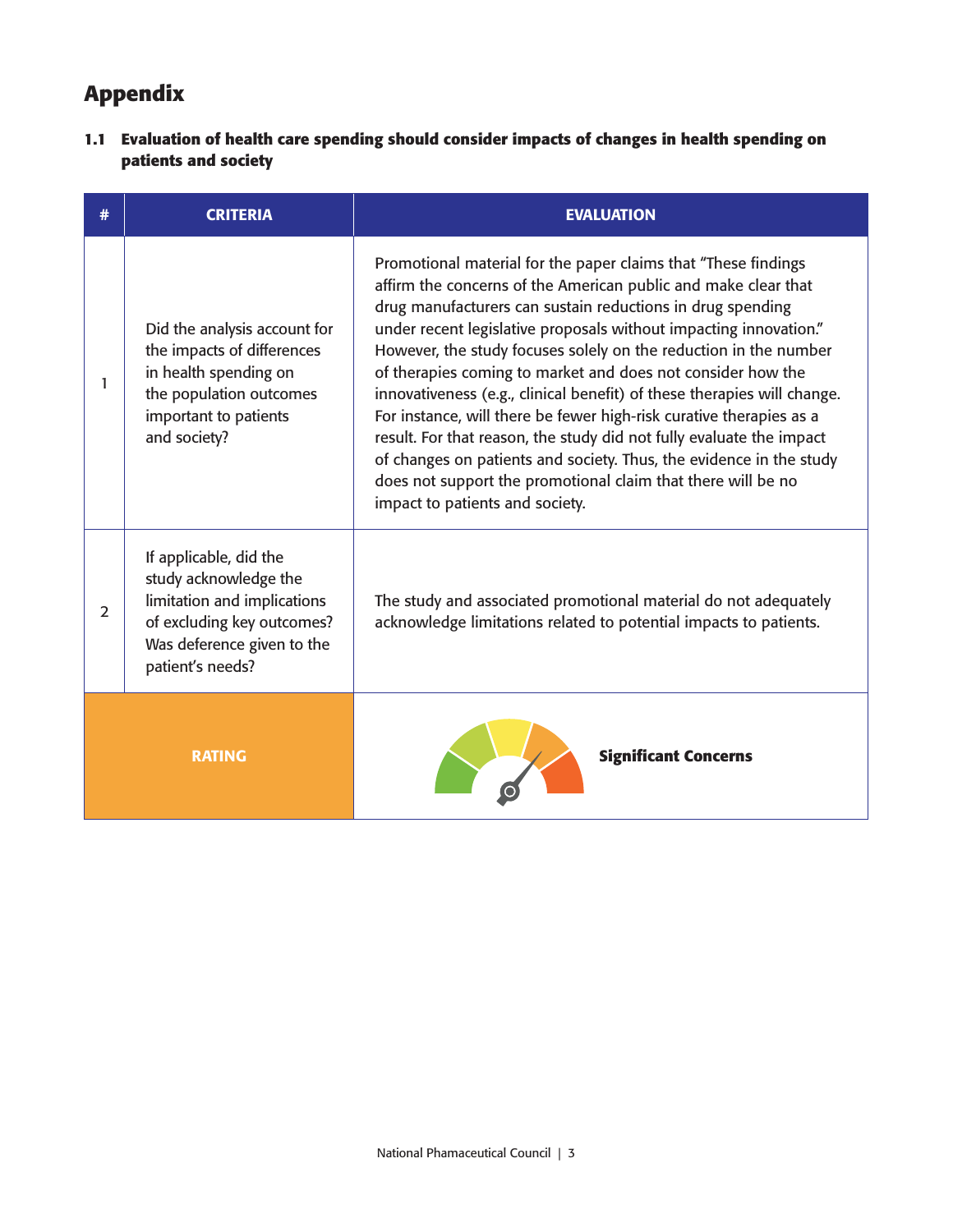# Appendix

### 1.1 Evaluation of health care spending should consider impacts of changes in health spending on patients and society

| # | CRITERIA | EVALUATION |
|---|---|---|
| 1 | Did the analysis account for the impacts of differences in health spending on the population outcomes important to patients and society? | Promotional material for the paper claims that "These findings affirm the concerns of the American public and make clear that drug manufacturers can sustain reductions in drug spending under recent legislative proposals without impacting innovation." However, the study focuses solely on the reduction in the number of therapies coming to market and does not consider how the innovativeness (e.g., clinical benefit) of these therapies will change. For instance, will there be fewer high-risk curative therapies as a result. For that reason, the study did not fully evaluate the impact of changes on patients and society. Thus, the evidence in the study does not support the promotional claim that there will be no impact to patients and society. |
| 2 | If applicable, did the study acknowledge the limitation and implications of excluding key outcomes? Was deference given to the patient's needs? | The study and associated promotional material do not adequately acknowledge limitations related to potential impacts to patients. |
| RATING | | **Significant Concerns** |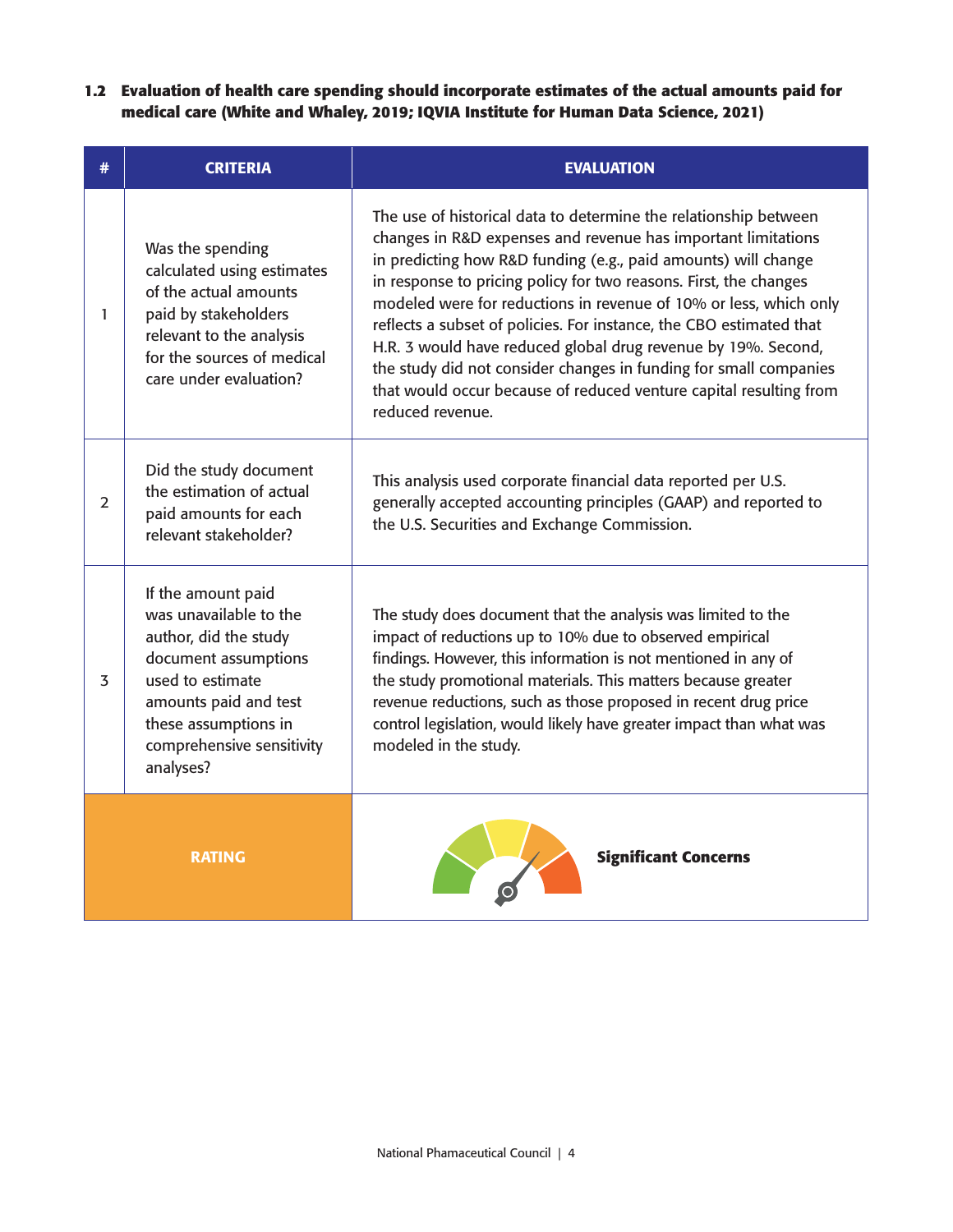**1.2 Evaluation of health care spending should incorporate estimates of the actual amounts paid for medical care (White and Whaley, 2019; IQVIA Institute for Human Data Science, 2021)**

| # | CRITERIA | EVALUATION |
|---|---|---|
| 1 | Was the spending calculated using estimates of the actual amounts paid by stakeholders relevant to the analysis for the sources of medical care under evaluation? | The use of historical data to determine the relationship between changes in R&D expenses and revenue has important limitations in predicting how R&D funding (e.g., paid amounts) will change in response to pricing policy for two reasons. First, the changes modeled were for reductions in revenue of 10% or less, which only reflects a subset of policies. For instance, the CBO estimated that H.R. 3 would have reduced global drug revenue by 19%. Second, the study did not consider changes in funding for small companies that would occur because of reduced venture capital resulting from reduced revenue. |
| 2 | Did the study document the estimation of actual paid amounts for each relevant stakeholder? | This analysis used corporate financial data reported per U.S. generally accepted accounting principles (GAAP) and reported to the U.S. Securities and Exchange Commission. |
| 3 | If the amount paid was unavailable to the author, did the study document assumptions used to estimate amounts paid and test these assumptions in comprehensive sensitivity analyses? | The study does document that the analysis was limited to the impact of reductions up to 10% due to observed empirical findings. However, this information is not mentioned in any of the study promotional materials. This matters because greater revenue reductions, such as those proposed in recent drug price control legislation, would likely have greater impact than what was modeled in the study. |
| RATING | | **Significant Concerns** |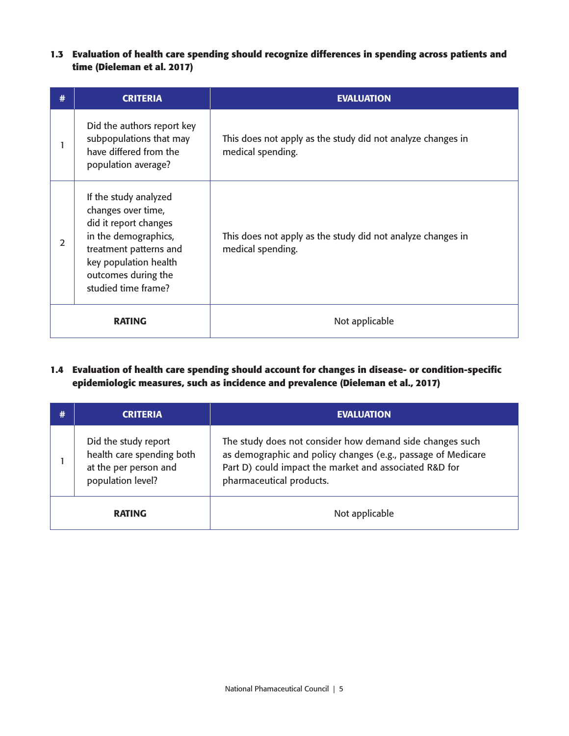### 1.3 Evaluation of health care spending should recognize differences in spending across patients and time (Dieleman et al. 2017)

| # | CRITERIA | EVALUATION |
|---|---|---|
| 1 | Did the authors report key subpopulations that may have differed from the population average? | This does not apply as the study did not analyze changes in medical spending. |
| 2 | If the study analyzed changes over time, did it report changes in the demographics, treatment patterns and key population health outcomes during the studied time frame? | This does not apply as the study did not analyze changes in medical spending. |
| **RATING** | | Not applicable |

### 1.4 Evaluation of health care spending should account for changes in disease- or condition-specific epidemiologic measures, such as incidence and prevalence (Dieleman et al., 2017)

| # | CRITERIA | EVALUATION |
|---|---|---|
| 1 | Did the study report health care spending both at the per person and population level? | The study does not consider how demand side changes such as demographic and policy changes (e.g., passage of Medicare Part D) could impact the market and associated R&D for pharmaceutical products. |
| **RATING** | | Not applicable |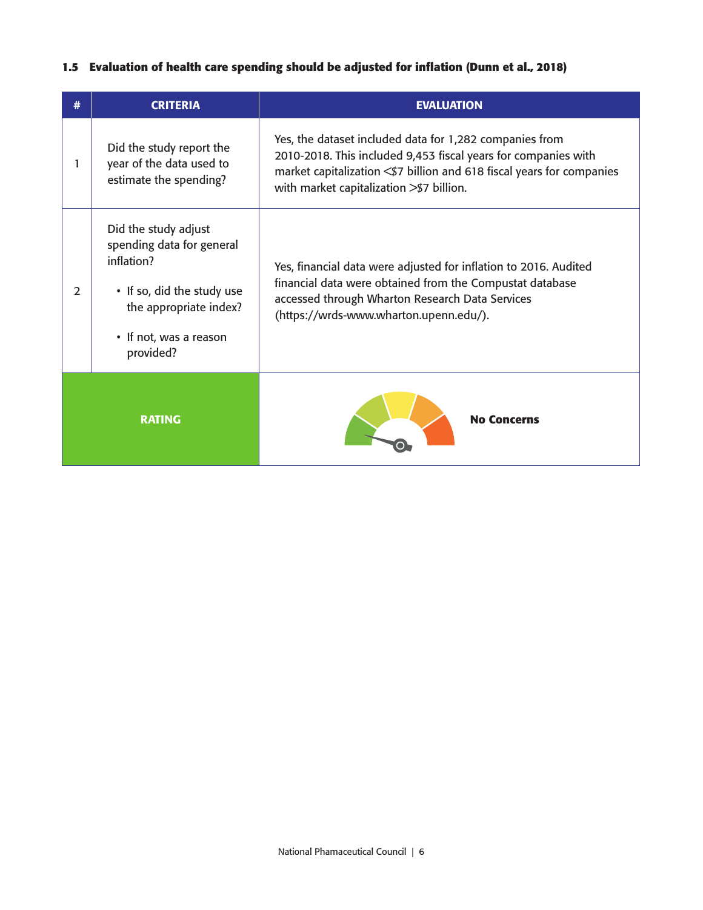### 1.5 Evaluation of health care spending should be adjusted for inflation (Dunn et al., 2018)

| # | CRITERIA | EVALUATION |
|---|---|---|
| 1 | Did the study report the year of the data used to estimate the spending? | Yes, the dataset included data for 1,282 companies from 2010-2018. This included 9,453 fiscal years for companies with market capitalization <$7 billion and 618 fiscal years for companies with market capitalization >$7 billion. |
| 2 | Did the study adjust spending data for general inflation?<br>• If so, did the study use the appropriate index?<br>• If not, was a reason provided? | Yes, financial data were adjusted for inflation to 2016. Audited financial data were obtained from the Compustat database accessed through Wharton Research Data Services (https://wrds-www.wharton.upenn.edu/). |
| RATING | | **No Concerns** |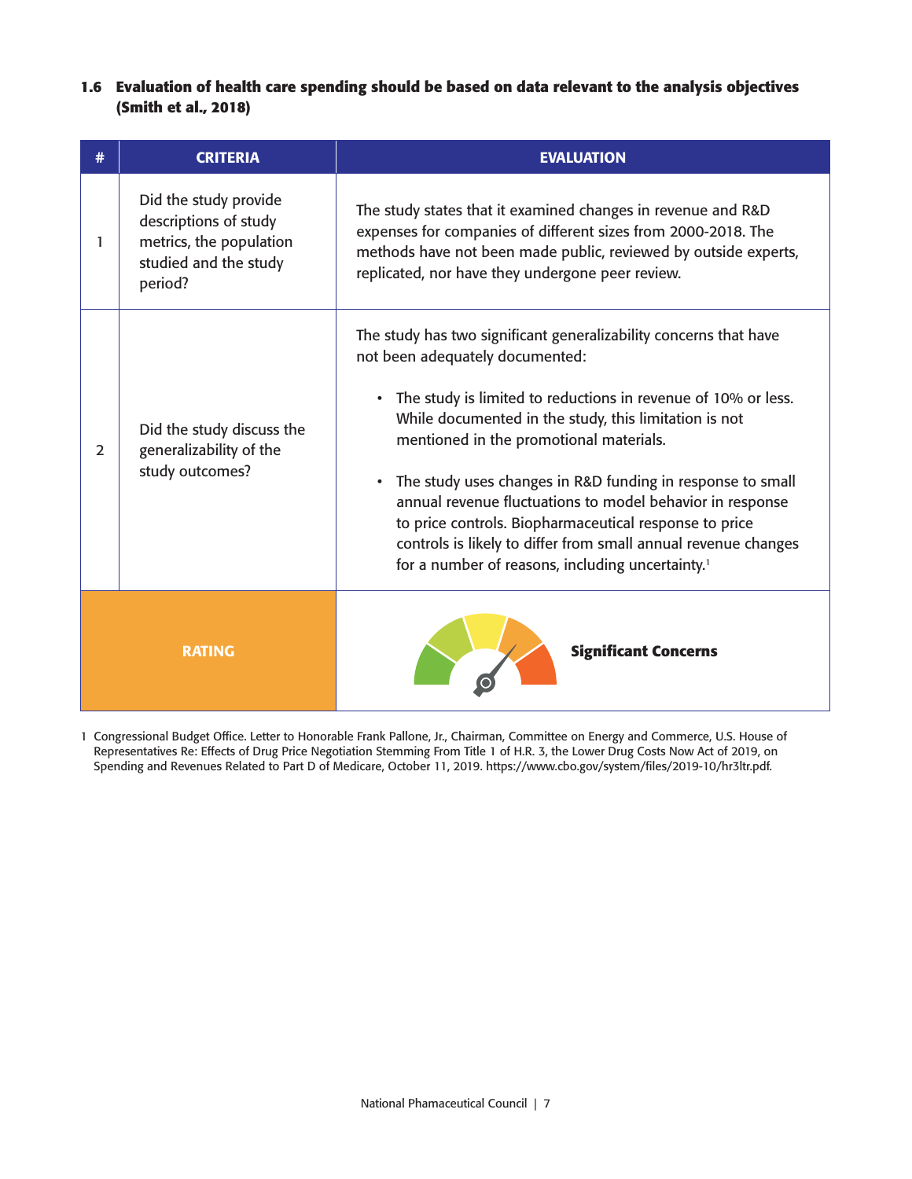### 1.6 Evaluation of health care spending should be based on data relevant to the analysis objectives (Smith et al., 2018)

| # | CRITERIA | EVALUATION |
|---|---|---|
| 1 | Did the study provide descriptions of study metrics, the population studied and the study period? | The study states that it examined changes in revenue and R&D expenses for companies of different sizes from 2000-2018. The methods have not been made public, reviewed by outside experts, replicated, nor have they undergone peer review. |
| 2 | Did the study discuss the generalizability of the study outcomes? | The study has two significant generalizability concerns that have not been adequately documented:<br><br>• The study is limited to reductions in revenue of 10% or less. While documented in the study, this limitation is not mentioned in the promotional materials.<br><br>• The study uses changes in R&D funding in response to small annual revenue fluctuations to model behavior in response to price controls. Biopharmaceutical response to price controls is likely to differ from small annual revenue changes for a number of reasons, including uncertainty.[1] |
| RATING | | **Significant Concerns** |

1 Congressional Budget Office. Letter to Honorable Frank Pallone, Jr., Chairman, Committee on Energy and Commerce, U.S. House of Representatives Re: Effects of Drug Price Negotiation Stemming From Title 1 of H.R. 3, the Lower Drug Costs Now Act of 2019, on Spending and Revenues Related to Part D of Medicare, October 11, 2019. https://www.cbo.gov/system/files/2019-10/hr3ltr.pdf.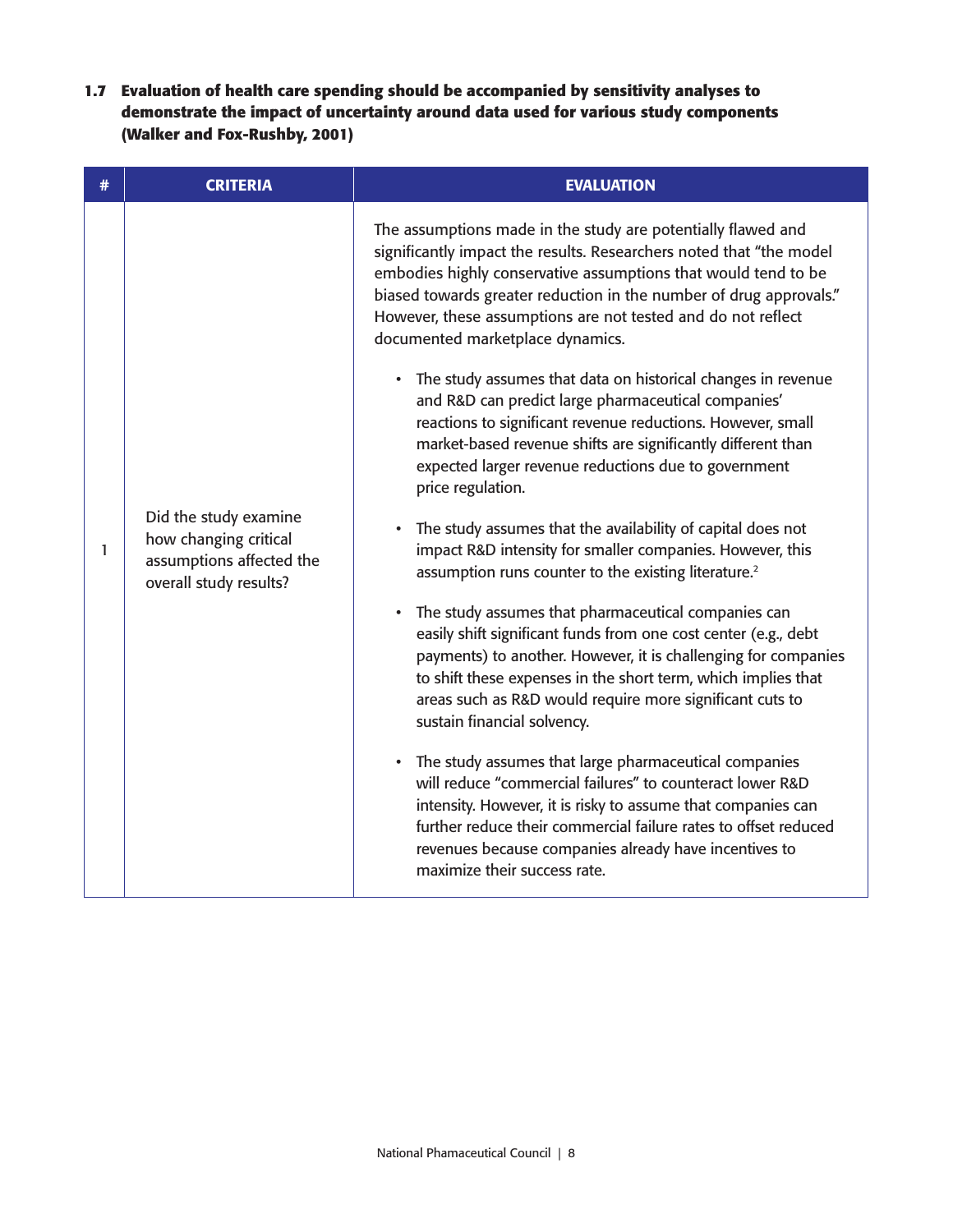### 1.7 Evaluation of health care spending should be accompanied by sensitivity analyses to demonstrate the impact of uncertainty around data used for various study components (Walker and Fox-Rushby, 2001)

| # | CRITERIA | EVALUATION |
|---|---|---|
| 1 | Did the study examine how changing critical assumptions affected the overall study results? | The assumptions made in the study are potentially flawed and significantly impact the results. Researchers noted that "the model embodies highly conservative assumptions that would tend to be biased towards greater reduction in the number of drug approvals." However, these assumptions are not tested and do not reflect documented marketplace dynamics.<br><br>• The study assumes that data on historical changes in revenue and R&D can predict large pharmaceutical companies' reactions to significant revenue reductions. However, small market-based revenue shifts are significantly different than expected larger revenue reductions due to government price regulation.<br><br>• The study assumes that the availability of capital does not impact R&D intensity for smaller companies. However, this assumption runs counter to the existing literature.[2]<br><br>• The study assumes that pharmaceutical companies can easily shift significant funds from one cost center (e.g., debt payments) to another. However, it is challenging for companies to shift these expenses in the short term, which implies that areas such as R&D would require more significant cuts to sustain financial solvency.<br><br>• The study assumes that large pharmaceutical companies will reduce "commercial failures" to counteract lower R&D intensity. However, it is risky to assume that companies can further reduce their commercial failure rates to offset reduced revenues because companies already have incentives to maximize their success rate. |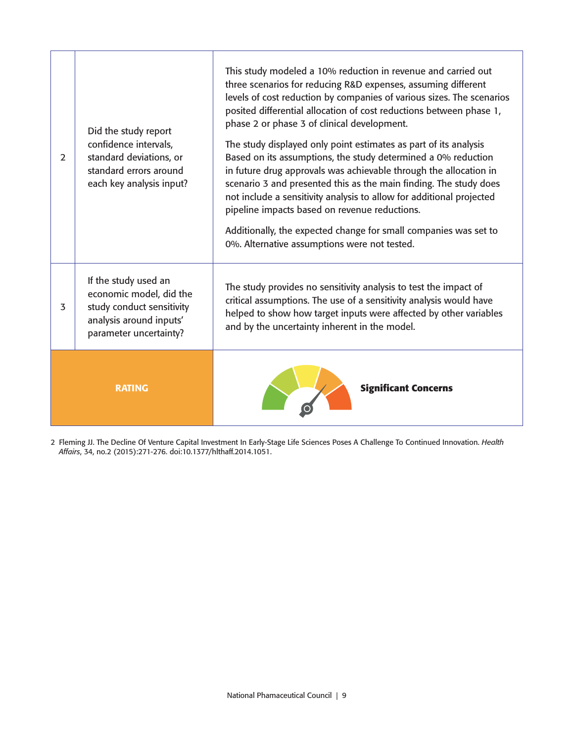| | | |
|---|---|---|
| 2 | Did the study report confidence intervals, standard deviations, or standard errors around each key analysis input? | This study modeled a 10% reduction in revenue and carried out three scenarios for reducing R&D expenses, assuming different levels of cost reduction by companies of various sizes. The scenarios posited differential allocation of cost reductions between phase 1, phase 2 or phase 3 of clinical development.<br><br>The study displayed only point estimates as part of its analysis Based on its assumptions, the study determined a 0% reduction in future drug approvals was achievable through the allocation in scenario 3 and presented this as the main finding. The study does not include a sensitivity analysis to allow for additional projected pipeline impacts based on revenue reductions.<br><br>Additionally, the expected change for small companies was set to 0%. Alternative assumptions were not tested. |
| 3 | If the study used an economic model, did the study conduct sensitivity analysis around inputs' parameter uncertainty? | The study provides no sensitivity analysis to test the impact of critical assumptions. The use of a sensitivity analysis would have helped to show how target inputs were affected by other variables and by the uncertainty inherent in the model. |
| **RATING** | | **Significant Concerns** |

2 Fleming JJ. The Decline Of Venture Capital Investment In Early-Stage Life Sciences Poses A Challenge To Continued Innovation. *Health Affairs*, 34, no.2 (2015):271-276. doi:10.1377/hlthaff.2014.1051.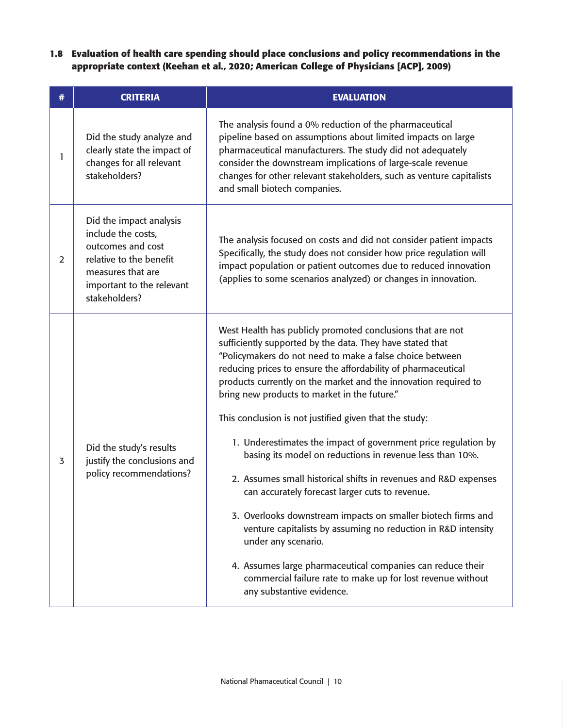### 1.8 Evaluation of health care spending should place conclusions and policy recommendations in the appropriate context (Keehan et al., 2020; American College of Physicians [ACP], 2009)

| # | CRITERIA | EVALUATION |
|---|---|---|
| 1 | Did the study analyze and clearly state the impact of changes for all relevant stakeholders? | The analysis found a 0% reduction of the pharmaceutical pipeline based on assumptions about limited impacts on large pharmaceutical manufacturers. The study did not adequately consider the downstream implications of large-scale revenue changes for other relevant stakeholders, such as venture capitalists and small biotech companies. |
| 2 | Did the impact analysis include the costs, outcomes and cost relative to the benefit measures that are important to the relevant stakeholders? | The analysis focused on costs and did not consider patient impacts Specifically, the study does not consider how price regulation will impact population or patient outcomes due to reduced innovation (applies to some scenarios analyzed) or changes in innovation. |
| 3 | Did the study's results justify the conclusions and policy recommendations? | West Health has publicly promoted conclusions that are not sufficiently supported by the data. They have stated that "Policymakers do not need to make a false choice between reducing prices to ensure the affordability of pharmaceutical products currently on the market and the innovation required to bring new products to market in the future."<br><br>This conclusion is not justified given that the study:<br><br>1. Underestimates the impact of government price regulation by basing its model on reductions in revenue less than 10%.<br>2. Assumes small historical shifts in revenues and R&D expenses can accurately forecast larger cuts to revenue.<br>3. Overlooks downstream impacts on smaller biotech firms and venture capitalists by assuming no reduction in R&D intensity under any scenario.<br>4. Assumes large pharmaceutical companies can reduce their commercial failure rate to make up for lost revenue without any substantive evidence. |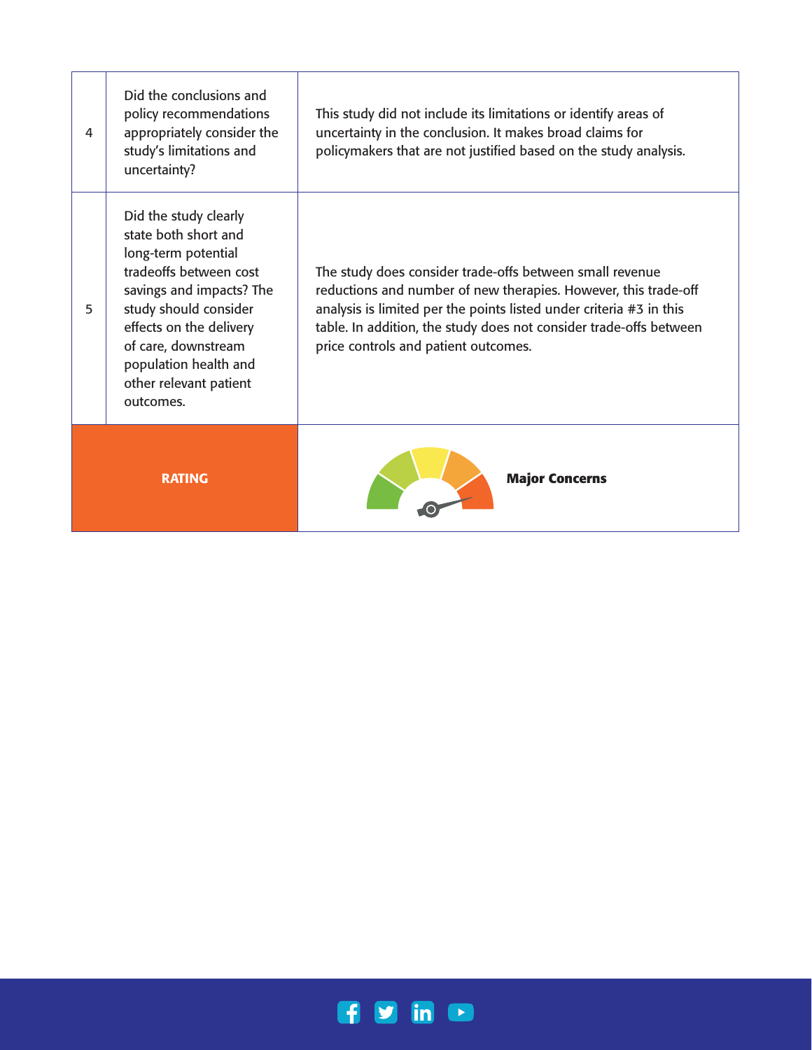| | | |
|---|---|---|
| 4 | Did the conclusions and policy recommendations appropriately consider the study's limitations and uncertainty? | This study did not include its limitations or identify areas of uncertainty in the conclusion. It makes broad claims for policymakers that are not justified based on the study analysis. |
| 5 | Did the study clearly state both short and long-term potential tradeoffs between cost savings and impacts? The study should consider effects on the delivery of care, downstream population health and other relevant patient outcomes. | The study does consider trade-offs between small revenue reductions and number of new therapies. However, this trade-off analysis is limited per the points listed under criteria #3 in this table. In addition, the study does not consider trade-offs between price controls and patient outcomes. |
| **RATING** | | **Major Concerns** |